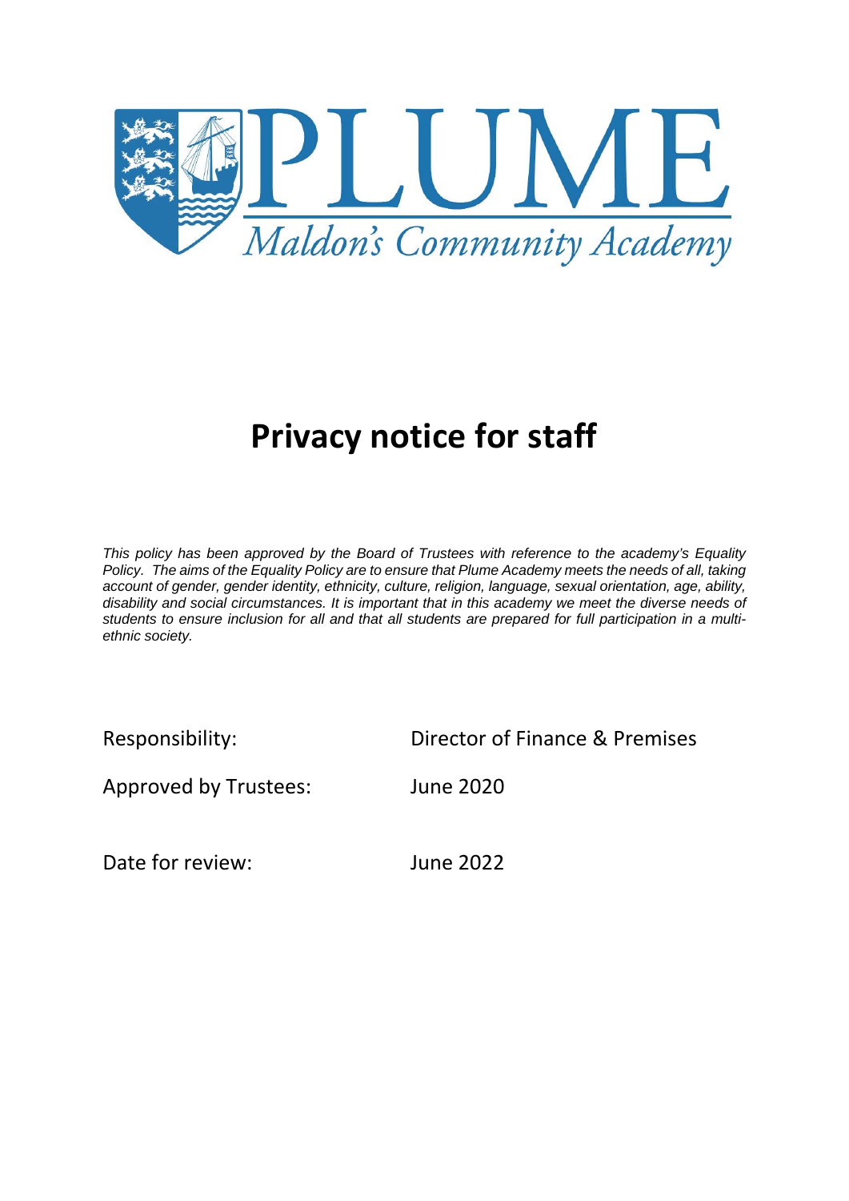PLUME

*Maldon's Community Academy*

# Privacy notice for staff

*This policy has been approved by the Board of Trustees with reference to the academy's Equality Policy. The aims of the Equality Policy are to ensure that Plume Academy meets the needs of all, taking account of gender, gender identity, ethnicity, culture, religion, language, sexual orientation, age, ability, disability and social circumstances. It is important that in this academy we meet the diverse needs of students to ensure inclusion for all and that all students are prepared for full participation in a multi-ethnic society.*

Responsibility: Director of Finance & Premises

Approved by Trustees: June 2020

Date for review: June 2022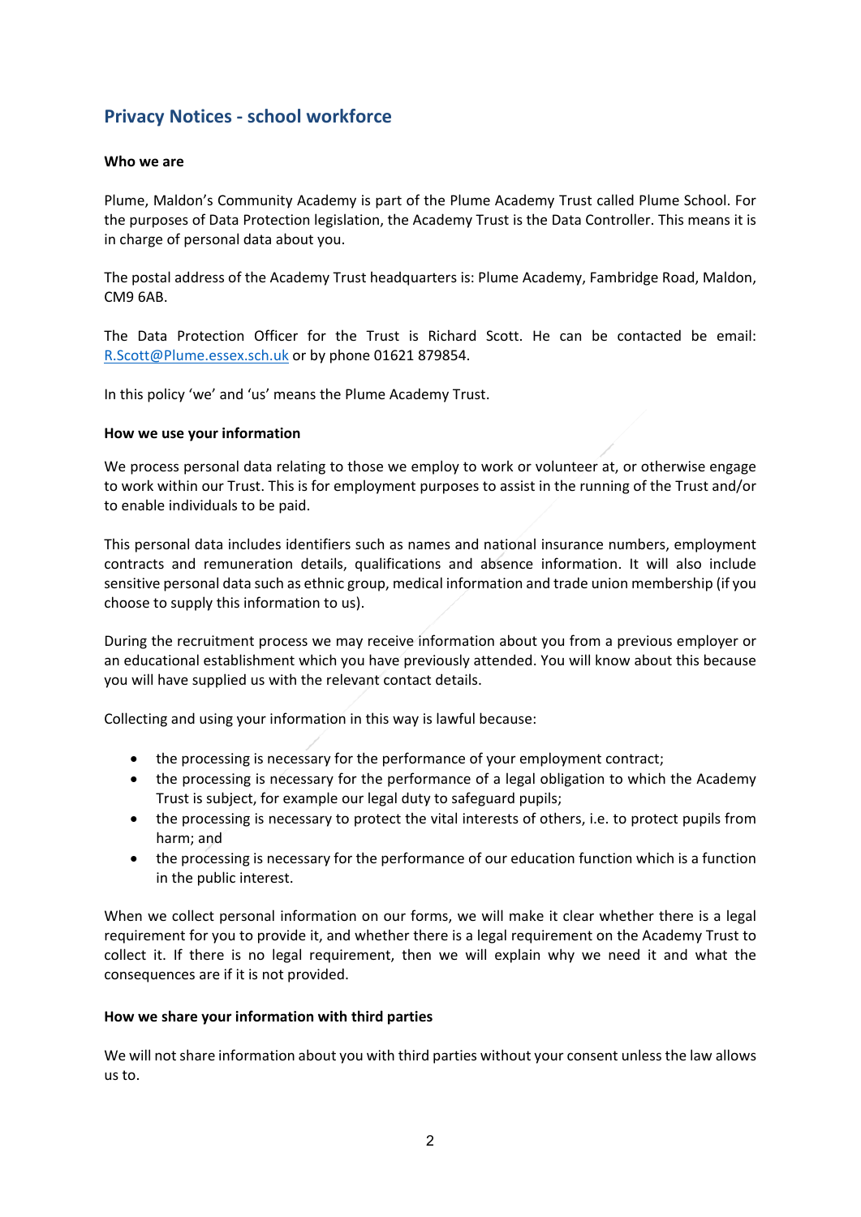## Privacy Notices - school workforce

**Who we are**

Plume, Maldon's Community Academy is part of the Plume Academy Trust called Plume School. For the purposes of Data Protection legislation, the Academy Trust is the Data Controller. This means it is in charge of personal data about you.

The postal address of the Academy Trust headquarters is: Plume Academy, Fambridge Road, Maldon, CM9 6AB.

The Data Protection Officer for the Trust is Richard Scott. He can be contacted be email: R.Scott@Plume.essex.sch.uk or by phone 01621 879854.

In this policy 'we' and 'us' means the Plume Academy Trust.

**How we use your information**

We process personal data relating to those we employ to work or volunteer at, or otherwise engage to work within our Trust. This is for employment purposes to assist in the running of the Trust and/or to enable individuals to be paid.

This personal data includes identifiers such as names and national insurance numbers, employment contracts and remuneration details, qualifications and absence information. It will also include sensitive personal data such as ethnic group, medical information and trade union membership (if you choose to supply this information to us).

During the recruitment process we may receive information about you from a previous employer or an educational establishment which you have previously attended. You will know about this because you will have supplied us with the relevant contact details.

Collecting and using your information in this way is lawful because:

- the processing is necessary for the performance of your employment contract;
- the processing is necessary for the performance of a legal obligation to which the Academy Trust is subject, for example our legal duty to safeguard pupils;
- the processing is necessary to protect the vital interests of others, i.e. to protect pupils from harm; and
- the processing is necessary for the performance of our education function which is a function in the public interest.

When we collect personal information on our forms, we will make it clear whether there is a legal requirement for you to provide it, and whether there is a legal requirement on the Academy Trust to collect it. If there is no legal requirement, then we will explain why we need it and what the consequences are if it is not provided.

**How we share your information with third parties**

We will not share information about you with third parties without your consent unless the law allows us to.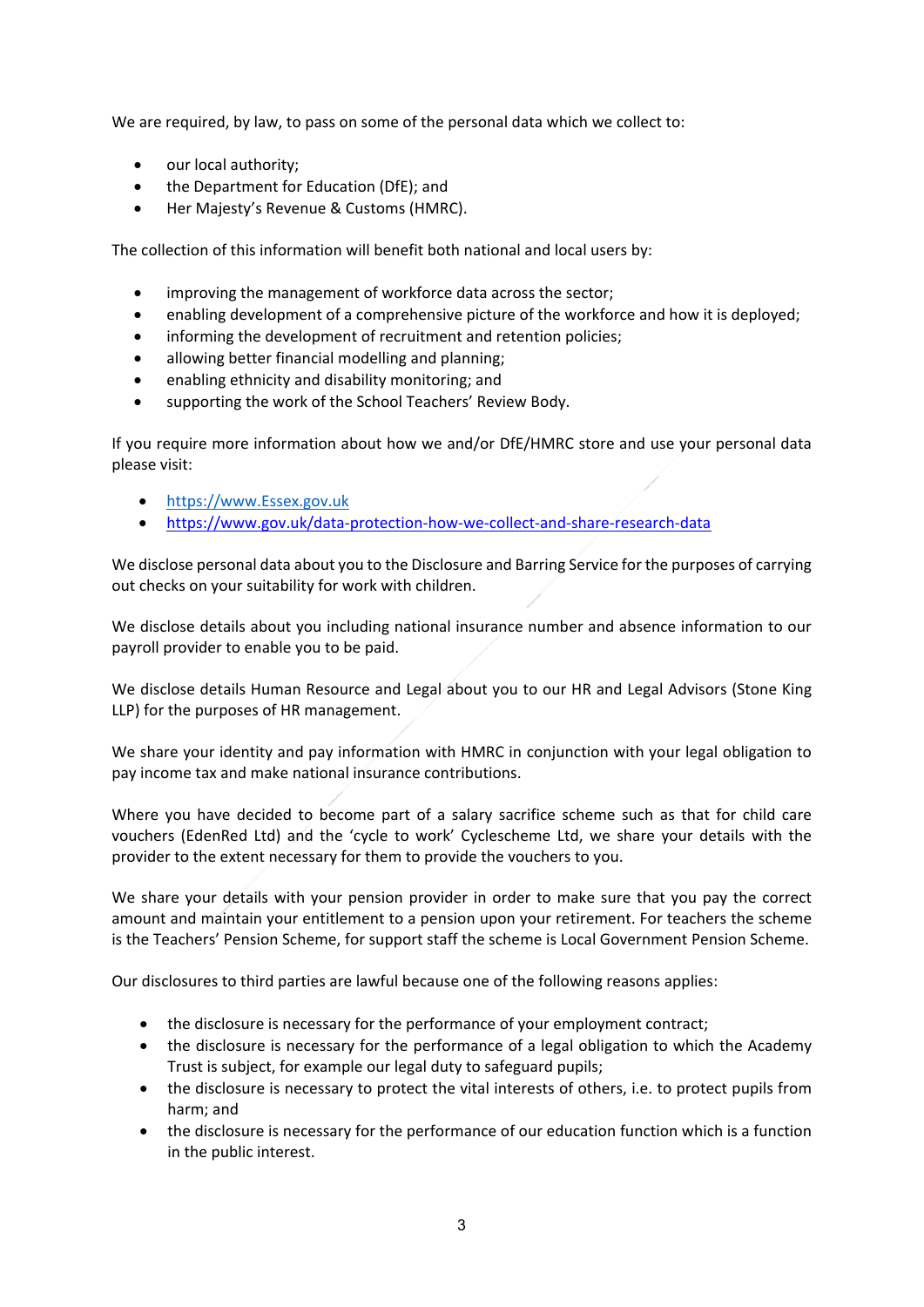We are required, by law, to pass on some of the personal data which we collect to:

- our local authority;
- the Department for Education (DfE); and
- Her Majesty's Revenue & Customs (HMRC).

The collection of this information will benefit both national and local users by:

- improving the management of workforce data across the sector;
- enabling development of a comprehensive picture of the workforce and how it is deployed;
- informing the development of recruitment and retention policies;
- allowing better financial modelling and planning;
- enabling ethnicity and disability monitoring; and
- supporting the work of the School Teachers' Review Body.

If you require more information about how we and/or DfE/HMRC store and use your personal data please visit:

- [https://www.Essex.gov.uk](https://www.Essex.gov.uk)
- [https://www.gov.uk/data-protection-how-we-collect-and-share-research-data](https://www.gov.uk/data-protection-how-we-collect-and-share-research-data)

We disclose personal data about you to the Disclosure and Barring Service for the purposes of carrying out checks on your suitability for work with children.

We disclose details about you including national insurance number and absence information to our payroll provider to enable you to be paid.

We disclose details Human Resource and Legal about you to our HR and Legal Advisors (Stone King LLP) for the purposes of HR management.

We share your identity and pay information with HMRC in conjunction with your legal obligation to pay income tax and make national insurance contributions.

Where you have decided to become part of a salary sacrifice scheme such as that for child care vouchers (EdenRed Ltd) and the 'cycle to work' Cyclescheme Ltd, we share your details with the provider to the extent necessary for them to provide the vouchers to you.

We share your details with your pension provider in order to make sure that you pay the correct amount and maintain your entitlement to a pension upon your retirement. For teachers the scheme is the Teachers' Pension Scheme, for support staff the scheme is Local Government Pension Scheme.

Our disclosures to third parties are lawful because one of the following reasons applies:

- the disclosure is necessary for the performance of your employment contract;
- the disclosure is necessary for the performance of a legal obligation to which the Academy Trust is subject, for example our legal duty to safeguard pupils;
- the disclosure is necessary to protect the vital interests of others, i.e. to protect pupils from harm; and
- the disclosure is necessary for the performance of our education function which is a function in the public interest.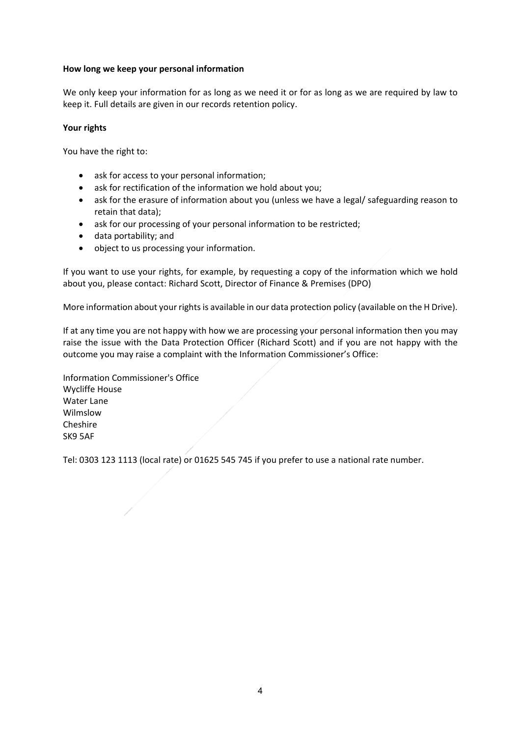**How long we keep your personal information**

We only keep your information for as long as we need it or for as long as we are required by law to keep it. Full details are given in our records retention policy.

**Your rights**

You have the right to:

- ask for access to your personal information;
- ask for rectification of the information we hold about you;
- ask for the erasure of information about you (unless we have a legal/ safeguarding reason to retain that data);
- ask for our processing of your personal information to be restricted;
- data portability; and
- object to us processing your information.

If you want to use your rights, for example, by requesting a copy of the information which we hold about you, please contact: Richard Scott, Director of Finance & Premises (DPO)

More information about your rights is available in our data protection policy (available on the H Drive).

If at any time you are not happy with how we are processing your personal information then you may raise the issue with the Data Protection Officer (Richard Scott) and if you are not happy with the outcome you may raise a complaint with the Information Commissioner's Office:

Information Commissioner's Office
Wycliffe House
Water Lane
Wilmslow
Cheshire
SK9 5AF

Tel: 0303 123 1113 (local rate) or 01625 545 745 if you prefer to use a national rate number.